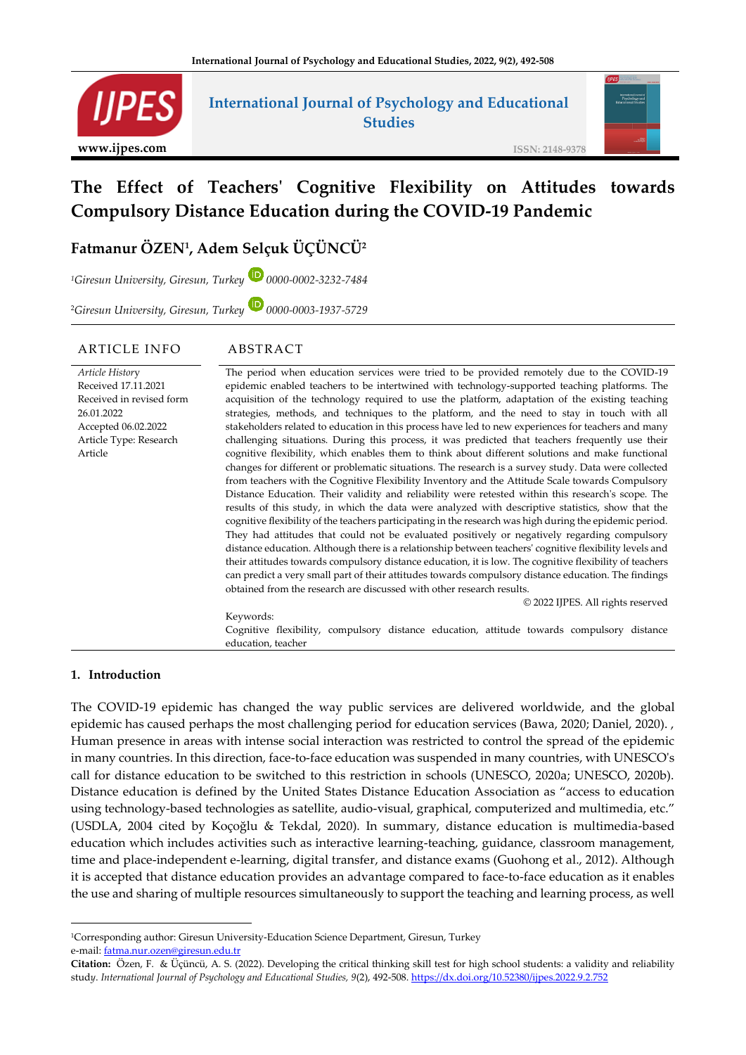# The Effect of Teachers' Cognitive Flexibility on Attitudes towards Compulsory Distance Education during the COVID-19 Pandemic

**Fatmanur ÖZEN[1], Adem Selçuk ÜÇÜNCÜ[2]**

[1]*Giresun University, Giresun, Turkey* 0000-0002-3232-7484

[2]*Giresun University, Giresun, Turkey* 0000-0003-1937-5729

**ARTICLE INFO**

*Article History*
Received 17.11.2021
Received in revised form 26.01.2022
Accepted 06.02.2022
Article Type: Research Article

**ABSTRACT**

The period when education services were tried to be provided remotely due to the COVID-19 epidemic enabled teachers to be intertwined with technology-supported teaching platforms. The acquisition of the technology required to use the platform, adaptation of the existing teaching strategies, methods, and techniques to the platform, and the need to stay in touch with all stakeholders related to education in this process have led to new experiences for teachers and many challenging situations. During this process, it was predicted that teachers frequently use their cognitive flexibility, which enables them to think about different solutions and make functional changes for different or problematic situations. The research is a survey study. Data were collected from teachers with the Cognitive Flexibility Inventory and the Attitude Scale towards Compulsory Distance Education. Their validity and reliability were retested within this research's scope. The results of this study, in which the data were analyzed with descriptive statistics, show that the cognitive flexibility of the teachers participating in the research was high during the epidemic period. They had attitudes that could not be evaluated positively or negatively regarding compulsory distance education. Although there is a relationship between teachers' cognitive flexibility levels and their attitudes towards compulsory distance education, it is low. The cognitive flexibility of teachers can predict a very small part of their attitudes towards compulsory distance education. The findings obtained from the research are discussed with other research results.

© 2022 IJPES. All rights reserved

Keywords:
Cognitive flexibility, compulsory distance education, attitude towards compulsory distance education, teacher

## 1. Introduction

The COVID-19 epidemic has changed the way public services are delivered worldwide, and the global epidemic has caused perhaps the most challenging period for education services (Bawa, 2020; Daniel, 2020). , Human presence in areas with intense social interaction was restricted to control the spread of the epidemic in many countries. In this direction, face-to-face education was suspended in many countries, with UNESCO's call for distance education to be switched to this restriction in schools (UNESCO, 2020a; UNESCO, 2020b). Distance education is defined by the United States Distance Education Association as "access to education using technology-based technologies as satellite, audio-visual, graphical, computerized and multimedia, etc." (USDLA, 2004 cited by Koçoğlu & Tekdal, 2020). In summary, distance education is multimedia-based education which includes activities such as interactive learning-teaching, guidance, classroom management, time and place-independent e-learning, digital transfer, and distance exams (Guohong et al., 2012). Although it is accepted that distance education provides an advantage compared to face-to-face education as it enables the use and sharing of multiple resources simultaneously to support the teaching and learning process, as well

---

[1]Corresponding author: Giresun University-Education Science Department, Giresun, Turkey
e-mail: fatma.nur.ozen@giresun.edu.tr

**Citation:** Özen, F. & Üçüncü, A. S. (2022). Developing the critical thinking skill test for high school students: a validity and reliability study. *International Journal of Psychology and Educational Studies, 9*(2), 492-508. https://dx.doi.org/10.52380/ijpes.2022.9.2.752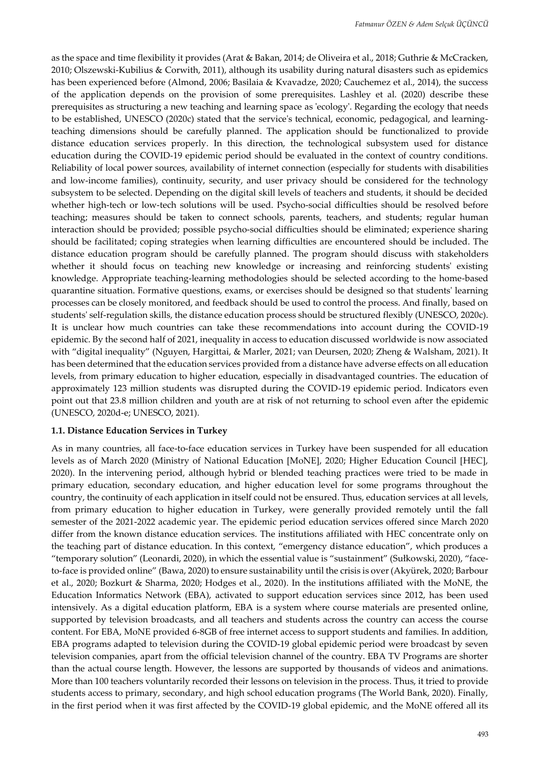as the space and time flexibility it provides (Arat & Bakan, 2014; de Oliveira et al., 2018; Guthrie & McCracken, 2010; Olszewski-Kubilius & Corwith, 2011), although its usability during natural disasters such as epidemics has been experienced before (Almond, 2006; Basilaia & Kvavadze, 2020; Cauchemez et al., 2014), the success of the application depends on the provision of some prerequisites. Lashley et al. (2020) describe these prerequisites as structuring a new teaching and learning space as 'ecology'. Regarding the ecology that needs to be established, UNESCO (2020c) stated that the service's technical, economic, pedagogical, and learning-teaching dimensions should be carefully planned. The application should be functionalized to provide distance education services properly. In this direction, the technological subsystem used for distance education during the COVID-19 epidemic period should be evaluated in the context of country conditions. Reliability of local power sources, availability of internet connection (especially for students with disabilities and low-income families), continuity, security, and user privacy should be considered for the technology subsystem to be selected. Depending on the digital skill levels of teachers and students, it should be decided whether high-tech or low-tech solutions will be used. Psycho-social difficulties should be resolved before teaching; measures should be taken to connect schools, parents, teachers, and students; regular human interaction should be provided; possible psycho-social difficulties should be eliminated; experience sharing should be facilitated; coping strategies when learning difficulties are encountered should be included. The distance education program should be carefully planned. The program should discuss with stakeholders whether it should focus on teaching new knowledge or increasing and reinforcing students' existing knowledge. Appropriate teaching-learning methodologies should be selected according to the home-based quarantine situation. Formative questions, exams, or exercises should be designed so that students' learning processes can be closely monitored, and feedback should be used to control the process. And finally, based on students' self-regulation skills, the distance education process should be structured flexibly (UNESCO, 2020c). It is unclear how much countries can take these recommendations into account during the COVID-19 epidemic. By the second half of 2021, inequality in access to education discussed worldwide is now associated with "digital inequality" (Nguyen, Hargittai, & Marler, 2021; van Deursen, 2020; Zheng & Walsham, 2021). It has been determined that the education services provided from a distance have adverse effects on all education levels, from primary education to higher education, especially in disadvantaged countries. The education of approximately 123 million students was disrupted during the COVID-19 epidemic period. Indicators even point out that 23.8 million children and youth are at risk of not returning to school even after the epidemic (UNESCO, 2020d-e; UNESCO, 2021).

### 1.1. Distance Education Services in Turkey

As in many countries, all face-to-face education services in Turkey have been suspended for all education levels as of March 2020 (Ministry of National Education [MoNE], 2020; Higher Education Council [HEC], 2020). In the intervening period, although hybrid or blended teaching practices were tried to be made in primary education, secondary education, and higher education level for some programs throughout the country, the continuity of each application in itself could not be ensured. Thus, education services at all levels, from primary education to higher education in Turkey, were generally provided remotely until the fall semester of the 2021-2022 academic year. The epidemic period education services offered since March 2020 differ from the known distance education services. The institutions affiliated with HEC concentrate only on the teaching part of distance education. In this context, "emergency distance education", which produces a "temporary solution" (Leonardi, 2020), in which the essential value is "sustainment" (Sułkowski, 2020), "face-to-face is provided online" (Bawa, 2020) to ensure sustainability until the crisis is over (Akyürek, 2020; Barbour et al., 2020; Bozkurt & Sharma, 2020; Hodges et al., 2020). In the institutions affiliated with the MoNE, the Education Informatics Network (EBA), activated to support education services since 2012, has been used intensively. As a digital education platform, EBA is a system where course materials are presented online, supported by television broadcasts, and all teachers and students across the country can access the course content. For EBA, MoNE provided 6-8GB of free internet access to support students and families. In addition, EBA programs adapted to television during the COVID-19 global epidemic period were broadcast by seven television companies, apart from the official television channel of the country. EBA TV Programs are shorter than the actual course length. However, the lessons are supported by thousands of videos and animations. More than 100 teachers voluntarily recorded their lessons on television in the process. Thus, it tried to provide students access to primary, secondary, and high school education programs (The World Bank, 2020). Finally, in the first period when it was first affected by the COVID-19 global epidemic, and the MoNE offered all its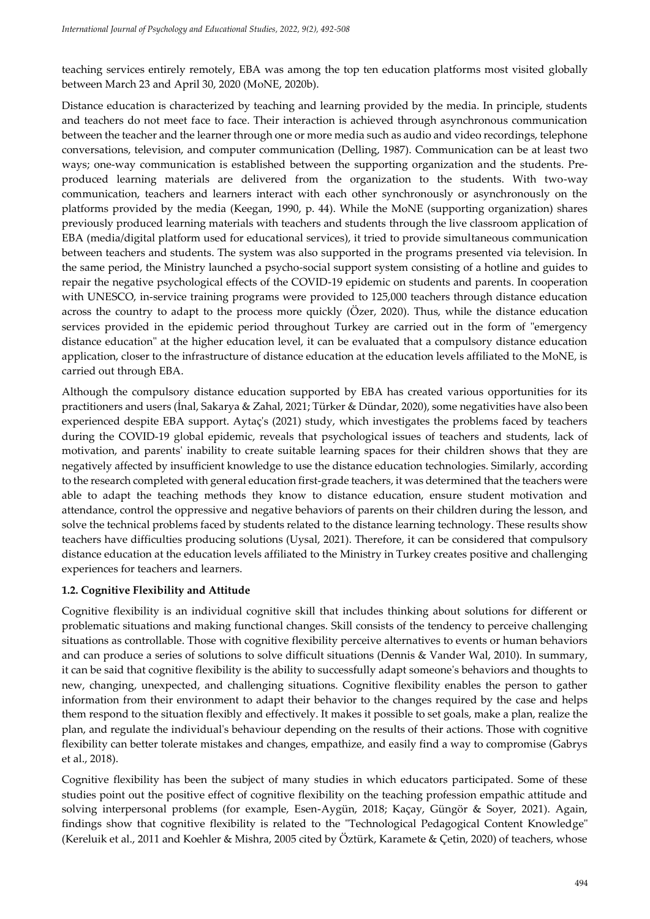teaching services entirely remotely, EBA was among the top ten education platforms most visited globally between March 23 and April 30, 2020 (MoNE, 2020b).

Distance education is characterized by teaching and learning provided by the media. In principle, students and teachers do not meet face to face. Their interaction is achieved through asynchronous communication between the teacher and the learner through one or more media such as audio and video recordings, telephone conversations, television, and computer communication (Delling, 1987). Communication can be at least two ways; one-way communication is established between the supporting organization and the students. Pre-produced learning materials are delivered from the organization to the students. With two-way communication, teachers and learners interact with each other synchronously or asynchronously on the platforms provided by the media (Keegan, 1990, p. 44). While the MoNE (supporting organization) shares previously produced learning materials with teachers and students through the live classroom application of EBA (media/digital platform used for educational services), it tried to provide simultaneous communication between teachers and students. The system was also supported in the programs presented via television. In the same period, the Ministry launched a psycho-social support system consisting of a hotline and guides to repair the negative psychological effects of the COVID-19 epidemic on students and parents. In cooperation with UNESCO, in-service training programs were provided to 125,000 teachers through distance education across the country to adapt to the process more quickly (Özer, 2020). Thus, while the distance education services provided in the epidemic period throughout Turkey are carried out in the form of "emergency distance education" at the higher education level, it can be evaluated that a compulsory distance education application, closer to the infrastructure of distance education at the education levels affiliated to the MoNE, is carried out through EBA.

Although the compulsory distance education supported by EBA has created various opportunities for its practitioners and users (İnal, Sakarya & Zahal, 2021; Türker & Dündar, 2020), some negativities have also been experienced despite EBA support. Aytaç's (2021) study, which investigates the problems faced by teachers during the COVID-19 global epidemic, reveals that psychological issues of teachers and students, lack of motivation, and parents' inability to create suitable learning spaces for their children shows that they are negatively affected by insufficient knowledge to use the distance education technologies. Similarly, according to the research completed with general education first-grade teachers, it was determined that the teachers were able to adapt the teaching methods they know to distance education, ensure student motivation and attendance, control the oppressive and negative behaviors of parents on their children during the lesson, and solve the technical problems faced by students related to the distance learning technology. These results show teachers have difficulties producing solutions (Uysal, 2021). Therefore, it can be considered that compulsory distance education at the education levels affiliated to the Ministry in Turkey creates positive and challenging experiences for teachers and learners.

### 1.2. Cognitive Flexibility and Attitude

Cognitive flexibility is an individual cognitive skill that includes thinking about solutions for different or problematic situations and making functional changes. Skill consists of the tendency to perceive challenging situations as controllable. Those with cognitive flexibility perceive alternatives to events or human behaviors and can produce a series of solutions to solve difficult situations (Dennis & Vander Wal, 2010). In summary, it can be said that cognitive flexibility is the ability to successfully adapt someone's behaviors and thoughts to new, changing, unexpected, and challenging situations. Cognitive flexibility enables the person to gather information from their environment to adapt their behavior to the changes required by the case and helps them respond to the situation flexibly and effectively. It makes it possible to set goals, make a plan, realize the plan, and regulate the individual's behaviour depending on the results of their actions. Those with cognitive flexibility can better tolerate mistakes and changes, empathize, and easily find a way to compromise (Gabrys et al., 2018).

Cognitive flexibility has been the subject of many studies in which educators participated. Some of these studies point out the positive effect of cognitive flexibility on the teaching profession empathic attitude and solving interpersonal problems (for example, Esen-Aygün, 2018; Kaçay, Güngör & Soyer, 2021). Again, findings show that cognitive flexibility is related to the "Technological Pedagogical Content Knowledge" (Kereluik et al., 2011 and Koehler & Mishra, 2005 cited by Öztürk, Karamete & Çetin, 2020) of teachers, whose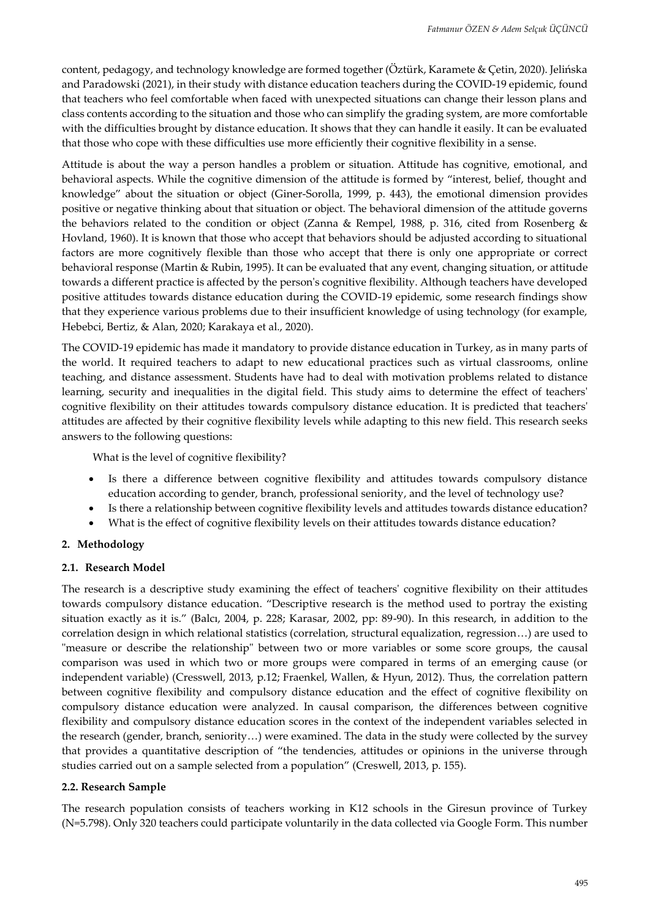content, pedagogy, and technology knowledge are formed together (Öztürk, Karamete & Çetin, 2020). Jelińska and Paradowski (2021), in their study with distance education teachers during the COVID-19 epidemic, found that teachers who feel comfortable when faced with unexpected situations can change their lesson plans and class contents according to the situation and those who can simplify the grading system, are more comfortable with the difficulties brought by distance education. It shows that they can handle it easily. It can be evaluated that those who cope with these difficulties use more efficiently their cognitive flexibility in a sense.

Attitude is about the way a person handles a problem or situation. Attitude has cognitive, emotional, and behavioral aspects. While the cognitive dimension of the attitude is formed by "interest, belief, thought and knowledge" about the situation or object (Giner-Sorolla, 1999, p. 443), the emotional dimension provides positive or negative thinking about that situation or object. The behavioral dimension of the attitude governs the behaviors related to the condition or object (Zanna & Rempel, 1988, p. 316, cited from Rosenberg & Hovland, 1960). It is known that those who accept that behaviors should be adjusted according to situational factors are more cognitively flexible than those who accept that there is only one appropriate or correct behavioral response (Martin & Rubin, 1995). It can be evaluated that any event, changing situation, or attitude towards a different practice is affected by the person's cognitive flexibility. Although teachers have developed positive attitudes towards distance education during the COVID-19 epidemic, some research findings show that they experience various problems due to their insufficient knowledge of using technology (for example, Hebebci, Bertiz, & Alan, 2020; Karakaya et al., 2020).

The COVID-19 epidemic has made it mandatory to provide distance education in Turkey, as in many parts of the world. It required teachers to adapt to new educational practices such as virtual classrooms, online teaching, and distance assessment. Students have had to deal with motivation problems related to distance learning, security and inequalities in the digital field. This study aims to determine the effect of teachers' cognitive flexibility on their attitudes towards compulsory distance education. It is predicted that teachers' attitudes are affected by their cognitive flexibility levels while adapting to this new field. This research seeks answers to the following questions:

What is the level of cognitive flexibility?

- Is there a difference between cognitive flexibility and attitudes towards compulsory distance education according to gender, branch, professional seniority, and the level of technology use?
- Is there a relationship between cognitive flexibility levels and attitudes towards distance education?
- What is the effect of cognitive flexibility levels on their attitudes towards distance education?

## 2. Methodology

### 2.1. Research Model

The research is a descriptive study examining the effect of teachers' cognitive flexibility on their attitudes towards compulsory distance education. "Descriptive research is the method used to portray the existing situation exactly as it is." (Balcı, 2004, p. 228; Karasar, 2002, pp: 89-90). In this research, in addition to the correlation design in which relational statistics (correlation, structural equalization, regression…) are used to "measure or describe the relationship" between two or more variables or some score groups, the causal comparison was used in which two or more groups were compared in terms of an emerging cause (or independent variable) (Cresswell, 2013, p.12; Fraenkel, Wallen, & Hyun, 2012). Thus, the correlation pattern between cognitive flexibility and compulsory distance education and the effect of cognitive flexibility on compulsory distance education were analyzed. In causal comparison, the differences between cognitive flexibility and compulsory distance education scores in the context of the independent variables selected in the research (gender, branch, seniority…) were examined. The data in the study were collected by the survey that provides a quantitative description of "the tendencies, attitudes or opinions in the universe through studies carried out on a sample selected from a population" (Creswell, 2013, p. 155).

### 2.2. Research Sample

The research population consists of teachers working in K12 schools in the Giresun province of Turkey (N=5.798). Only 320 teachers could participate voluntarily in the data collected via Google Form. This number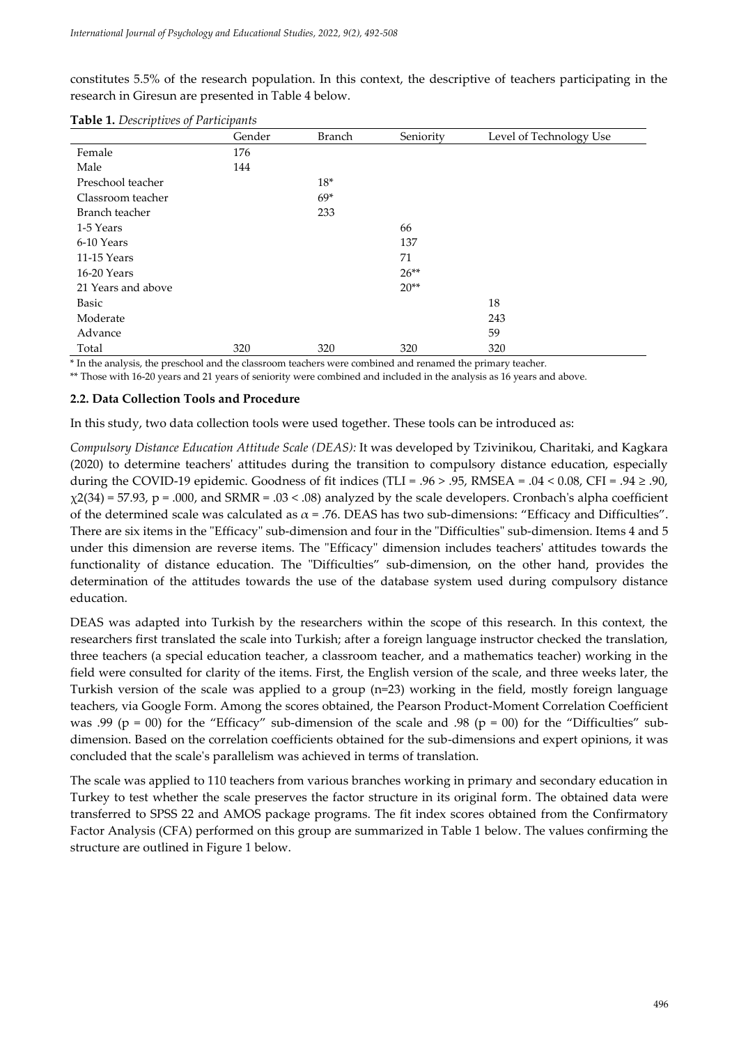constitutes 5.5% of the research population. In this context, the descriptive of teachers participating in the research in Giresun are presented in Table 4 below.

**Table 1.** *Descriptives of Participants*

| | Gender | Branch | Seniority | Level of Technology Use |
|---|---|---|---|---|
| Female | 176 | | | |
| Male | 144 | | | |
| Preschool teacher | | 18* | | |
| Classroom teacher | | 69* | | |
| Branch teacher | | 233 | | |
| 1-5 Years | | | 66 | |
| 6-10 Years | | | 137 | |
| 11-15 Years | | | 71 | |
| 16-20 Years | | | 26** | |
| 21 Years and above | | | 20** | |
| Basic | | | | 18 |
| Moderate | | | | 243 |
| Advance | | | | 59 |
| Total | 320 | 320 | 320 | 320 |

\* In the analysis, the preschool and the classroom teachers were combined and renamed the primary teacher.

\** Those with 16-20 years and 21 years of seniority were combined and included in the analysis as 16 years and above.

### 2.2. Data Collection Tools and Procedure

In this study, two data collection tools were used together. These tools can be introduced as:

*Compulsory Distance Education Attitude Scale (DEAS):* It was developed by Tzivinikou, Charitaki, and Kagkara (2020) to determine teachers' attitudes during the transition to compulsory distance education, especially during the COVID-19 epidemic. Goodness of fit indices (TLI = .96 > .95, RMSEA = .04 < 0.08, CFI = .94 ≥ .90, $\chi2(34)$ = 57.93, p = .000, and SRMR = .03 < .08) analyzed by the scale developers. Cronbach's alpha coefficient of the determined scale was calculated as $\alpha$ = .76. DEAS has two sub-dimensions: "Efficacy and Difficulties". There are six items in the "Efficacy" sub-dimension and four in the "Difficulties" sub-dimension. Items 4 and 5 under this dimension are reverse items. The "Efficacy" dimension includes teachers' attitudes towards the functionality of distance education. The "Difficulties" sub-dimension, on the other hand, provides the determination of the attitudes towards the use of the database system used during compulsory distance education.

DEAS was adapted into Turkish by the researchers within the scope of this research. In this context, the researchers first translated the scale into Turkish; after a foreign language instructor checked the translation, three teachers (a special education teacher, a classroom teacher, and a mathematics teacher) working in the field were consulted for clarity of the items. First, the English version of the scale, and three weeks later, the Turkish version of the scale was applied to a group (n=23) working in the field, mostly foreign language teachers, via Google Form. Among the scores obtained, the Pearson Product-Moment Correlation Coefficient was .99 (p = 00) for the "Efficacy" sub-dimension of the scale and .98 (p = 00) for the "Difficulties" sub-dimension. Based on the correlation coefficients obtained for the sub-dimensions and expert opinions, it was concluded that the scale's parallelism was achieved in terms of translation.

The scale was applied to 110 teachers from various branches working in primary and secondary education in Turkey to test whether the scale preserves the factor structure in its original form. The obtained data were transferred to SPSS 22 and AMOS package programs. The fit index scores obtained from the Confirmatory Factor Analysis (CFA) performed on this group are summarized in Table 1 below. The values confirming the structure are outlined in Figure 1 below.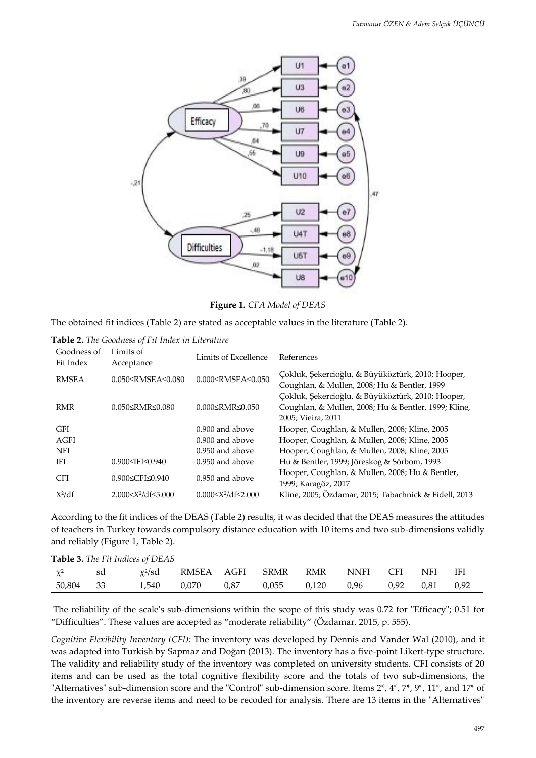**Figure 1.** *CFA Model of DEAS*

The obtained fit indices (Table 2) are stated as acceptable values in the literature (Table 2).

**Table 2.** *The Goodness of Fit Index in Literature*

| Goodness of Fit Index | Limits of Acceptance | Limits of Excellence | References |
|---|---|---|---|
| RMSEA | 0.050≤RMSEA≤0.080 | 0.000≤RMSEA≤0.050 | Çokluk, Şekercioğlu, & Büyüköztürk, 2010; Hooper, Coughlan, & Mullen, 2008; Hu & Bentler, 1999 |
| RMR | 0.050≤RMR≤0.080 | 0.000≤RMR≤0.050 | Çokluk, Şekercioğlu, & Büyüköztürk, 2010; Hooper, Coughlan, & Mullen, 2008; Hu & Bentler, 1999; Kline, 2005; Vieira, 2011 |
| GFI | | 0.900 and above | Hooper, Coughlan, & Mullen, 2008; Kline, 2005 |
| AGFI | | 0.900 and above | Hooper, Coughlan, & Mullen, 2008; Kline, 2005 |
| NFI | | 0.950 and above | Hooper, Coughlan, & Mullen, 2008; Kline, 2005 |
| IFI | 0.900≤IFI≤0.940 | 0.950 and above | Hu & Bentler, 1999; Jöreskog & Sörbom, 1993 |
| CFI | 0.900≤CFI≤0.940 | 0.950 and above | Hooper, Coughlan, & Mullen, 2008; Hu & Bentler, 1999; Karagöz, 2017 |
| $X^2$/df | 2.000<$X^2$/df≤5.000 | 0.000≤$X^2$/df≤2.000 | Kline, 2005; Özdamar, 2015; Tabachnick & Fidell, 2013 |

According to the fit indices of the DEAS (Table 2) results, it was decided that the DEAS measures the attitudes of teachers in Turkey towards compulsory distance education with 10 items and two sub-dimensions validly and reliably (Figure 1, Table 2).

**Table 3.** *The Fit Indices of DEAS*

| $\chi^2$ | sd | $\chi^2$/sd | RMSEA | AGFI | SRMR | RMR | NNFI | CFI | NFI | IFI |
|---|---|---|---|---|---|---|---|---|---|---|
| 50,804 | 33 | 1,540 | 0,070 | 0,87 | 0,055 | 0,120 | 0,96 | 0,92 | 0,81 | 0,92 |

The reliability of the scale's sub-dimensions within the scope of this study was 0.72 for "Efficacy"; 0.51 for "Difficulties". These values are accepted as "moderate reliability" (Özdamar, 2015, p. 555).

*Cognitive Flexibility Inventory (CFI):* The inventory was developed by Dennis and Vander Wal (2010), and it was adapted into Turkish by Sapmaz and Doğan (2013). The inventory has a five-point Likert-type structure. The validity and reliability study of the inventory was completed on university students. CFI consists of 20 items and can be used as the total cognitive flexibility score and the totals of two sub-dimensions, the "Alternatives" sub-dimension score and the "Control" sub-dimension score. Items 2*, 4*, 7*, 9*, 11*, and 17* of the inventory are reverse items and need to be recoded for analysis. There are 13 items in the "Alternatives"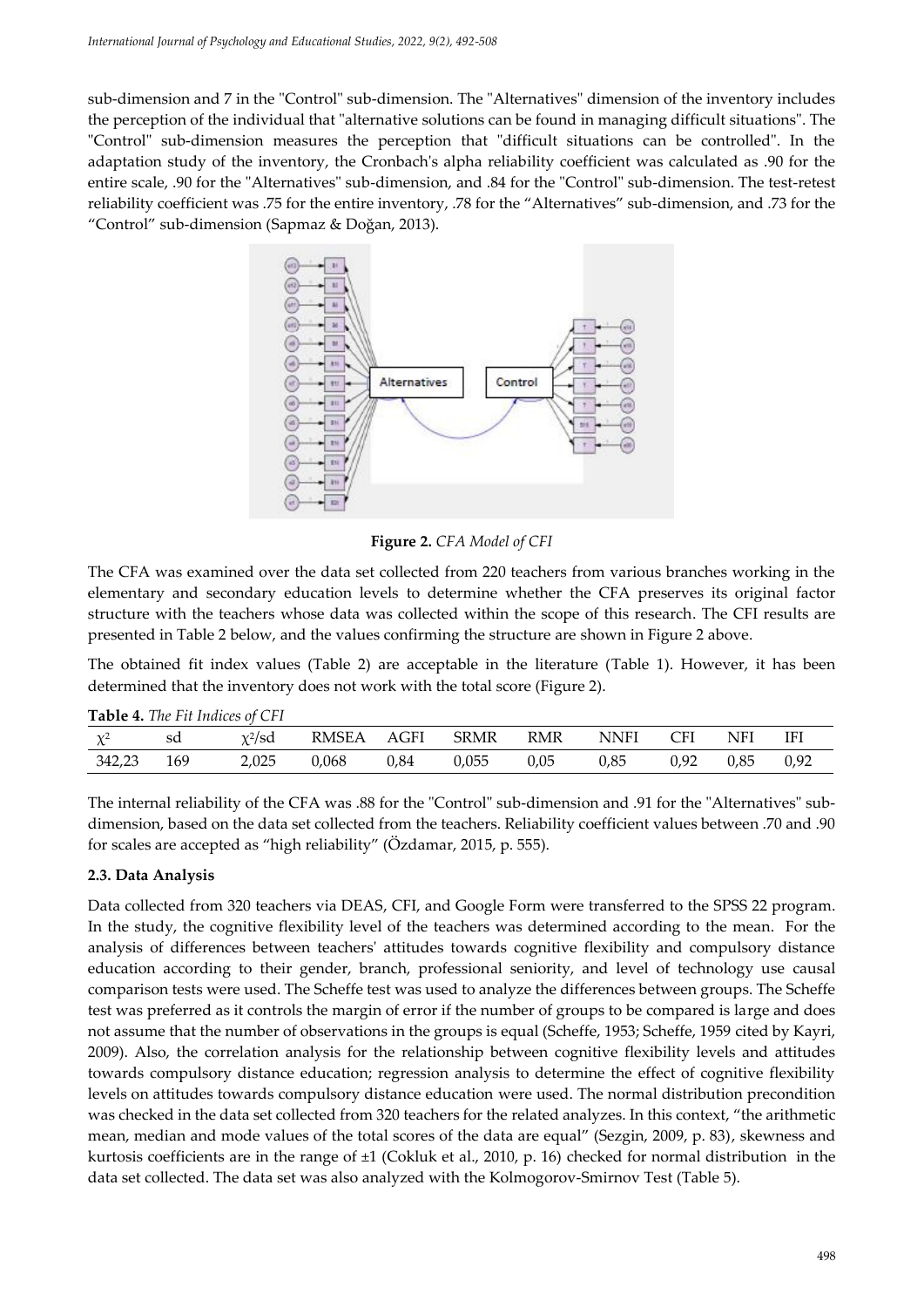sub-dimension and 7 in the "Control" sub-dimension. The "Alternatives" dimension of the inventory includes the perception of the individual that "alternative solutions can be found in managing difficult situations". The "Control" sub-dimension measures the perception that "difficult situations can be controlled". In the adaptation study of the inventory, the Cronbach's alpha reliability coefficient was calculated as .90 for the entire scale, .90 for the "Alternatives" sub-dimension, and .84 for the "Control" sub-dimension. The test-retest reliability coefficient was .75 for the entire inventory, .78 for the "Alternatives" sub-dimension, and .73 for the "Control" sub-dimension (Sapmaz & Doğan, 2013).

**Figure 2.** *CFA Model of CFI*

The CFA was examined over the data set collected from 220 teachers from various branches working in the elementary and secondary education levels to determine whether the CFA preserves its original factor structure with the teachers whose data was collected within the scope of this research. The CFI results are presented in Table 2 below, and the values confirming the structure are shown in Figure 2 above.

The obtained fit index values (Table 2) are acceptable in the literature (Table 1). However, it has been determined that the inventory does not work with the total score (Figure 2).

**Table 4.** *The Fit Indices of CFI*

| $\chi^2$ | sd | $\chi^2$/sd | RMSEA | AGFI | SRMR | RMR | NNFI | CFI | NFI | IFI |
|---|---|---|---|---|---|---|---|---|---|---|
| 342,23 | 169 | 2,025 | 0,068 | 0,84 | 0,055 | 0,05 | 0,85 | 0,92 | 0,85 | 0,92 |

The internal reliability of the CFA was .88 for the "Control" sub-dimension and .91 for the "Alternatives" sub-dimension, based on the data set collected from the teachers. Reliability coefficient values between .70 and .90 for scales are accepted as "high reliability" (Özdamar, 2015, p. 555).

### 2.3. Data Analysis

Data collected from 320 teachers via DEAS, CFI, and Google Form were transferred to the SPSS 22 program. In the study, the cognitive flexibility level of the teachers was determined according to the mean. For the analysis of differences between teachers' attitudes towards cognitive flexibility and compulsory distance education according to their gender, branch, professional seniority, and level of technology use causal comparison tests were used. The Scheffe test was used to analyze the differences between groups. The Scheffe test was preferred as it controls the margin of error if the number of groups to be compared is large and does not assume that the number of observations in the groups is equal (Scheffe, 1953; Scheffe, 1959 cited by Kayri, 2009). Also, the correlation analysis for the relationship between cognitive flexibility levels and attitudes towards compulsory distance education; regression analysis to determine the effect of cognitive flexibility levels on attitudes towards compulsory distance education were used. The normal distribution precondition was checked in the data set collected from 320 teachers for the related analyzes. In this context, "the arithmetic mean, median and mode values of the total scores of the data are equal" (Sezgin, 2009, p. 83), skewness and kurtosis coefficients are in the range of ±1 (Cokluk et al., 2010, p. 16) checked for normal distribution in the data set collected. The data set was also analyzed with the Kolmogorov-Smirnov Test (Table 5).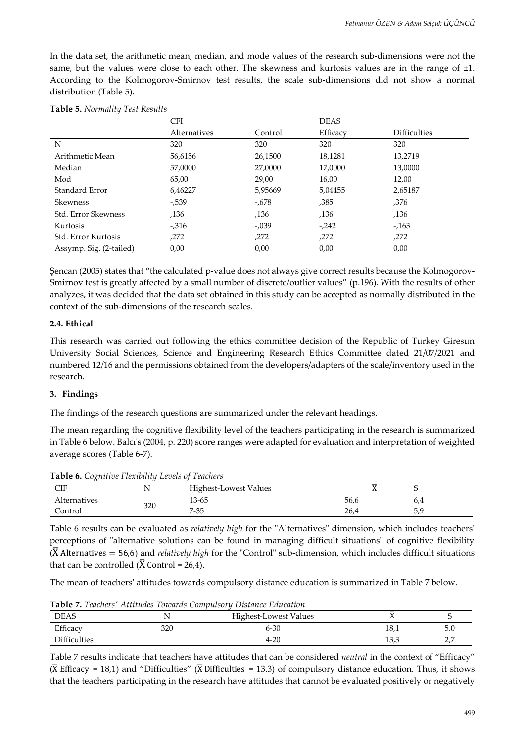In the data set, the arithmetic mean, median, and mode values of the research sub-dimensions were not the same, but the values were close to each other. The skewness and kurtosis values are in the range of ±1. According to the Kolmogorov-Smirnov test results, the scale sub-dimensions did not show a normal distribution (Table 5).

**Table 5.** *Normality Test Results*

| | CFI | | DEAS | |
|---|---|---|---|---|
| | Alternatives | Control | Efficacy | Difficulties |
| N | 320 | 320 | 320 | 320 |
| Arithmetic Mean | 56,6156 | 26,1500 | 18,1281 | 13,2719 |
| Median | 57,0000 | 27,0000 | 17,0000 | 13,0000 |
| Mod | 65,00 | 29,00 | 16,00 | 12,00 |
| Standard Error | 6,46227 | 5,95669 | 5,04455 | 2,65187 |
| Skewness | -,539 | -,678 | ,385 | ,376 |
| Std. Error Skewness | ,136 | ,136 | ,136 | ,136 |
| Kurtosis | -,316 | -,039 | -,242 | -,163 |
| Std. Error Kurtosis | ,272 | ,272 | ,272 | ,272 |
| Assymp. Sig. (2-tailed) | 0,00 | 0,00 | 0,00 | 0,00 |

Şencan (2005) states that "the calculated p-value does not always give correct results because the Kolmogorov-Smirnov test is greatly affected by a small number of discrete/outlier values" (p.196). With the results of other analyzes, it was decided that the data set obtained in this study can be accepted as normally distributed in the context of the sub-dimensions of the research scales.

### 2.4. Ethical

This research was carried out following the ethics committee decision of the Republic of Turkey Giresun University Social Sciences, Science and Engineering Research Ethics Committee dated 21/07/2021 and numbered 12/16 and the permissions obtained from the developers/adapters of the scale/inventory used in the research.

## 3. Findings

The findings of the research questions are summarized under the relevant headings.

The mean regarding the cognitive flexibility level of the teachers participating in the research is summarized in Table 6 below. Balcı's (2004, p. 220) score ranges were adapted for evaluation and interpretation of weighted average scores (Table 6-7).

**Table 6.** *Cognitive Flexibility Levels of Teachers*

| CIF | N | Highest-Lowest Values | $\bar{X}$ | S |
|---|---|---|---|---|
| Alternatives | 320 | 13-65 | 56,6 | 6,4 |
| Control | | 7-35 | 26,4 | 5,9 |

Table 6 results can be evaluated as *relatively high* for the "Alternatives" dimension, which includes teachers' perceptions of "alternative solutions can be found in managing difficult situations" of cognitive flexibility ($\bar{X}$ Alternatives = 56,6) and *relatively high* for the "Control" sub-dimension, which includes difficult situations that can be controlled ($\bar{X}$ Control = 26,4).

The mean of teachers' attitudes towards compulsory distance education is summarized in Table 7 below.

**Table 7.** *Teachers' Attitudes Towards Compulsory Distance Education*

| DEAS | N | Highest-Lowest Values | $\bar{X}$ | S |
|---|---|---|---|---|
| Efficacy | 320 | 6-30 | 18,1 | 5.0 |
| Difficulties | | 4-20 | 13,3 | 2,7 |

Table 7 results indicate that teachers have attitudes that can be considered *neutral* in the context of "Efficacy" ($\bar{X}$ Efficacy = 18,1) and "Difficulties" ($\bar{X}$ Difficulties = 13.3) of compulsory distance education. Thus, it shows that the teachers participating in the research have attitudes that cannot be evaluated positively or negatively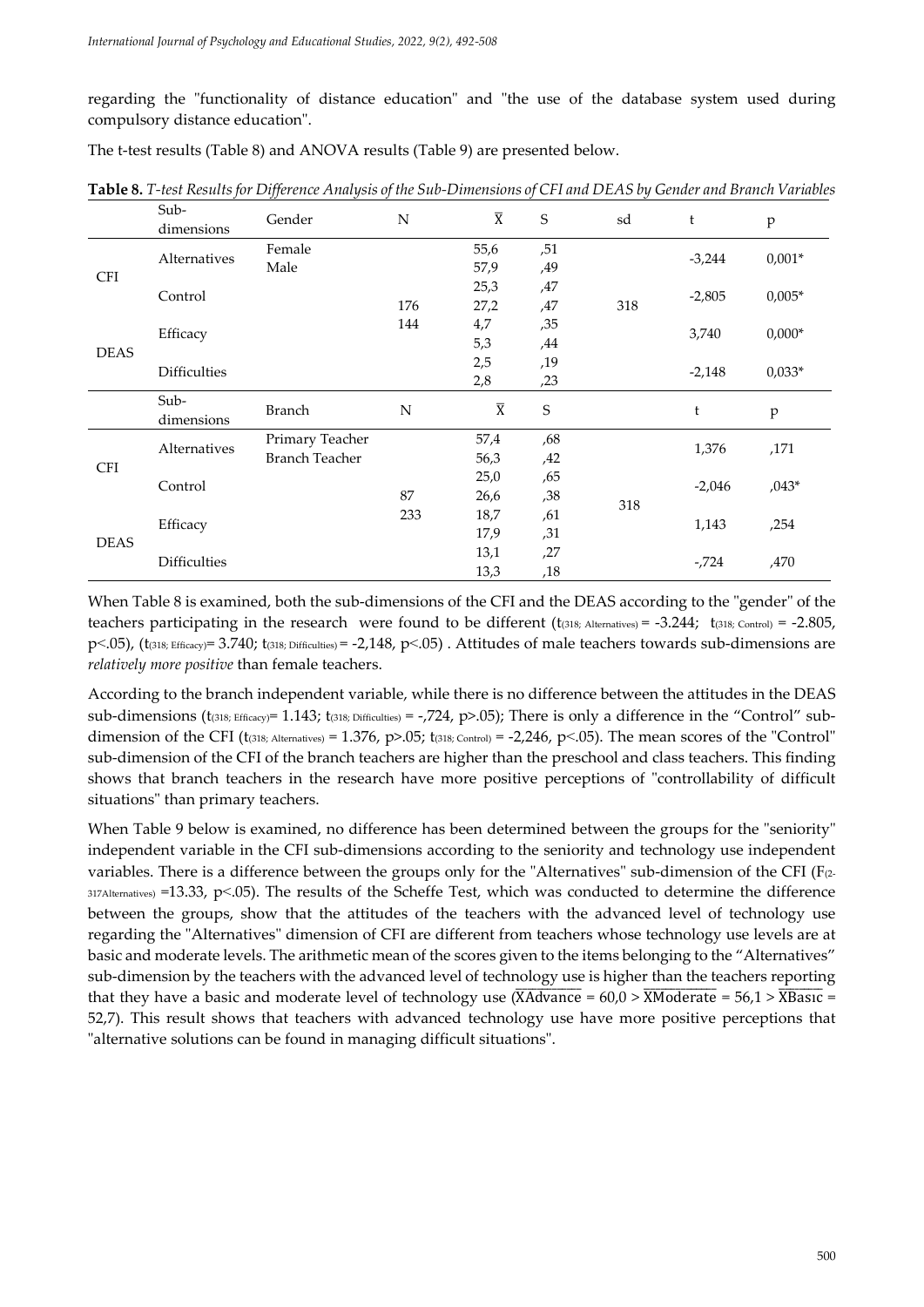regarding the "functionality of distance education" and "the use of the database system used during compulsory distance education".

The t-test results (Table 8) and ANOVA results (Table 9) are presented below.

**Table 8.** *T-test Results for Difference Analysis of the Sub-Dimensions of CFI and DEAS by Gender and Branch Variables*

| | Sub-dimensions | Gender | N | $\overline{X}$ | S | sd | t | p |
|---|---|---|---|---|---|---|---|---|
| CFI | Alternatives | Female | 176 | 55,6 | ,51 | 318 | -3,244 | 0,001* |
| | | Male | 144 | 57,9 | ,49 | | | |
| | Control | | | 25,3 | ,47 | | -2,805 | 0,005* |
| | | | | 27,2 | ,47 | | | |
| DEAS | Efficacy | | | 4,7 | ,35 | | 3,740 | 0,000* |
| | | | | 5,3 | ,44 | | | |
| | Difficulties | | | 2,5 | ,19 | | -2,148 | 0,033* |
| | | | | 2,8 | ,23 | | | |
| | **Sub-dimensions** | **Branch** | **N** | $\overline{X}$ | **S** | | **t** | **p** |
| CFI | Alternatives | Primary Teacher | 87 | 57,4 | ,68 | 318 | 1,376 | ,171 |
| | | Branch Teacher | 233 | 56,3 | ,42 | | | |
| | Control | | | 25,0 | ,65 | | -2,046 | ,043* |
| | | | | 26,6 | ,38 | | | |
| DEAS | Efficacy | | | 18,7 | ,61 | | 1,143 | ,254 |
| | | | | 17,9 | ,31 | | | |
| | Difficulties | | | 13,1 | ,27 | | -,724 | ,470 |
| | | | | 13,3 | ,18 | | | |

When Table 8 is examined, both the sub-dimensions of the CFI and the DEAS according to the "gender" of the teachers participating in the research were found to be different ($t_{(318;\ Alternatives)} = -3.244$; $t_{(318;\ Control)} = -2.805$, $p<.05$), ($t_{(318;\ Efficacy)} = 3.740$; $t_{(318;\ Difficulties)} = -2{,}148$, $p<.05$) . Attitudes of male teachers towards sub-dimensions are *relatively more positive* than female teachers.

According to the branch independent variable, while there is no difference between the attitudes in the DEAS sub-dimensions ($t_{(318;\ Efficacy)} = 1.143$; $t_{(318;\ Difficulties)} = -{,}724$, $p>.05$); There is only a difference in the "Control" sub-dimension of the CFI ($t_{(318;\ Alternatives)} = 1.376$, $p>.05$; $t_{(318;\ Control)} = -2{,}246$, $p<.05$). The mean scores of the "Control" sub-dimension of the CFI of the branch teachers are higher than the preschool and class teachers. This finding shows that branch teachers in the research have more positive perceptions of "controllability of difficult situations" than primary teachers.

When Table 9 below is examined, no difference has been determined between the groups for the "seniority" independent variable in the CFI sub-dimensions according to the seniority and technology use independent variables. There is a difference between the groups only for the "Alternatives" sub-dimension of the CFI ($F_{(2\text{-}317 Alternatives)} = 13.33$, $p<.05$). The results of the Scheffe Test, which was conducted to determine the difference between the groups, show that the attitudes of the teachers with the advanced level of technology use regarding the "Alternatives" dimension of CFI are different from teachers whose technology use levels are at basic and moderate levels. The arithmetic mean of the scores given to the items belonging to the "Alternatives" sub-dimension by the teachers with the advanced level of technology use is higher than the teachers reporting that they have a basic and moderate level of technology use ($\overline{XAdvance} = 60{,}0 > \overline{XModerate} = 56{,}1 > \overline{XBasic} = 52{,}7$). This result shows that teachers with advanced technology use have more positive perceptions that "alternative solutions can be found in managing difficult situations".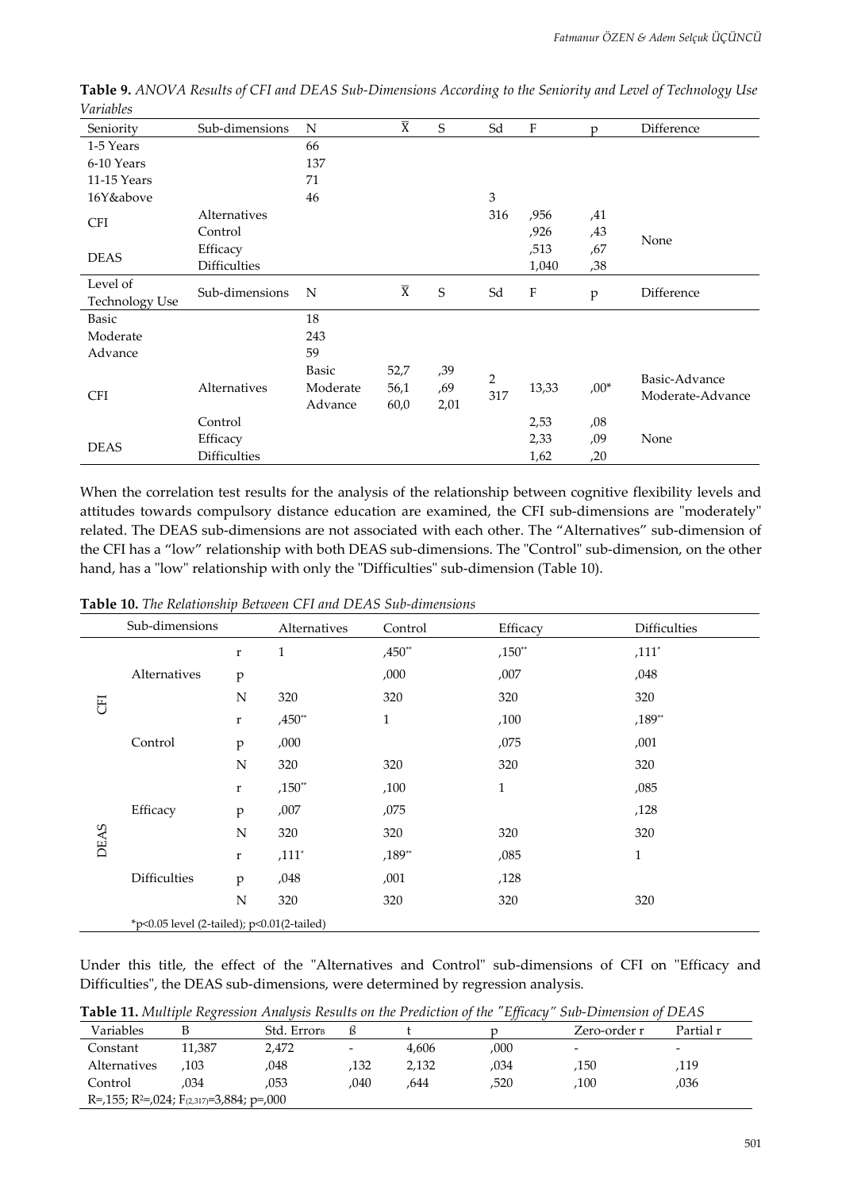**Table 9.** *ANOVA Results of CFI and DEAS Sub-Dimensions According to the Seniority and Level of Technology Use Variables*

| Seniority | Sub-dimensions | N | $\bar{X}$ | S | Sd | F | p | Difference |
|---|---|---|---|---|---|---|---|---|
| 1-5 Years | | 66 | | | | | | |
| 6-10 Years | | 137 | | | | | | |
| 11-15 Years | | 71 | | | | | | |
| 16Y&above | | 46 | | | 3 | | | |
| CFI | Alternatives | | | | 316 | ,956 | ,41 | None |
| | Control | | | | | ,926 | ,43 | |
| DEAS | Efficacy | | | | | ,513 | ,67 | |
| | Difficulties | | | | | 1,040 | ,38 | |
| **Level of Technology Use** | **Sub-dimensions** | **N** | $\bar{X}$ | **S** | **Sd** | **F** | **p** | **Difference** |
| Basic | | 18 | | | | | | |
| Moderate | | 243 | | | | | | |
| Advance | | 59 | | | | | | |
| CFI | Alternatives | Basic<br>Moderate<br>Advance | 52,7<br>56,1<br>60,0 | ,39<br>,69<br>2,01 | 2<br>317 | 13,33 | ,00* | Basic-Advance<br>Moderate-Advance |
| | Control | | | | | 2,53 | ,08 | None |
| DEAS | Efficacy | | | | | 2,33 | ,09 | |
| | Difficulties | | | | | 1,62 | ,20 | |

When the correlation test results for the analysis of the relationship between cognitive flexibility levels and attitudes towards compulsory distance education are examined, the CFI sub-dimensions are "moderately" related. The DEAS sub-dimensions are not associated with each other. The "Alternatives" sub-dimension of the CFI has a "low" relationship with both DEAS sub-dimensions. The "Control" sub-dimension, on the other hand, has a "low" relationship with only the "Difficulties" sub-dimension (Table 10).

**Table 10.** *The Relationship Between CFI and DEAS Sub-dimensions*

| | Sub-dimensions | | Alternatives | Control | Efficacy | Difficulties |
|---|---|---|---|---|---|---|
| CFI | Alternatives | r | 1 | ,450** | ,150** | ,111* |
| | | p | | ,000 | ,007 | ,048 |
| | | N | 320 | 320 | 320 | 320 |
| | Control | r | ,450** | 1 | ,100 | ,189** |
| | | p | ,000 | | ,075 | ,001 |
| | | N | 320 | 320 | 320 | 320 |
| DEAS | Efficacy | r | ,150** | ,100 | 1 | ,085 |
| | | p | ,007 | ,075 | | ,128 |
| | | N | 320 | 320 | 320 | 320 |
| | Difficulties | r | ,111* | ,189** | ,085 | 1 |
| | | p | ,048 | ,001 | ,128 | |
| | | N | 320 | 320 | 320 | 320 |

*p<0.05 level (2-tailed); p<0.01(2-tailed)

Under this title, the effect of the "Alternatives and Control" sub-dimensions of CFI on "Efficacy and Difficulties", the DEAS sub-dimensions, were determined by regression analysis.

**Table 11.** *Multiple Regression Analysis Results on the Prediction of the "Efficacy" Sub-Dimension of DEAS*

| Variables | B | Std. Error$_B$ | ß | t | p | Zero-order r | Partial r |
|---|---|---|---|---|---|---|---|
| Constant | 11,387 | 2,472 | - | 4,606 | ,000 | - | - |
| Alternatives | ,103 | ,048 | ,132 | 2,132 | ,034 | ,150 | ,119 |
| Control | ,034 | ,053 | ,040 | ,644 | ,520 | ,100 | ,036 |

R=,155; $R^2$=,024; $F_{(2,317)}$=3,884; p=,000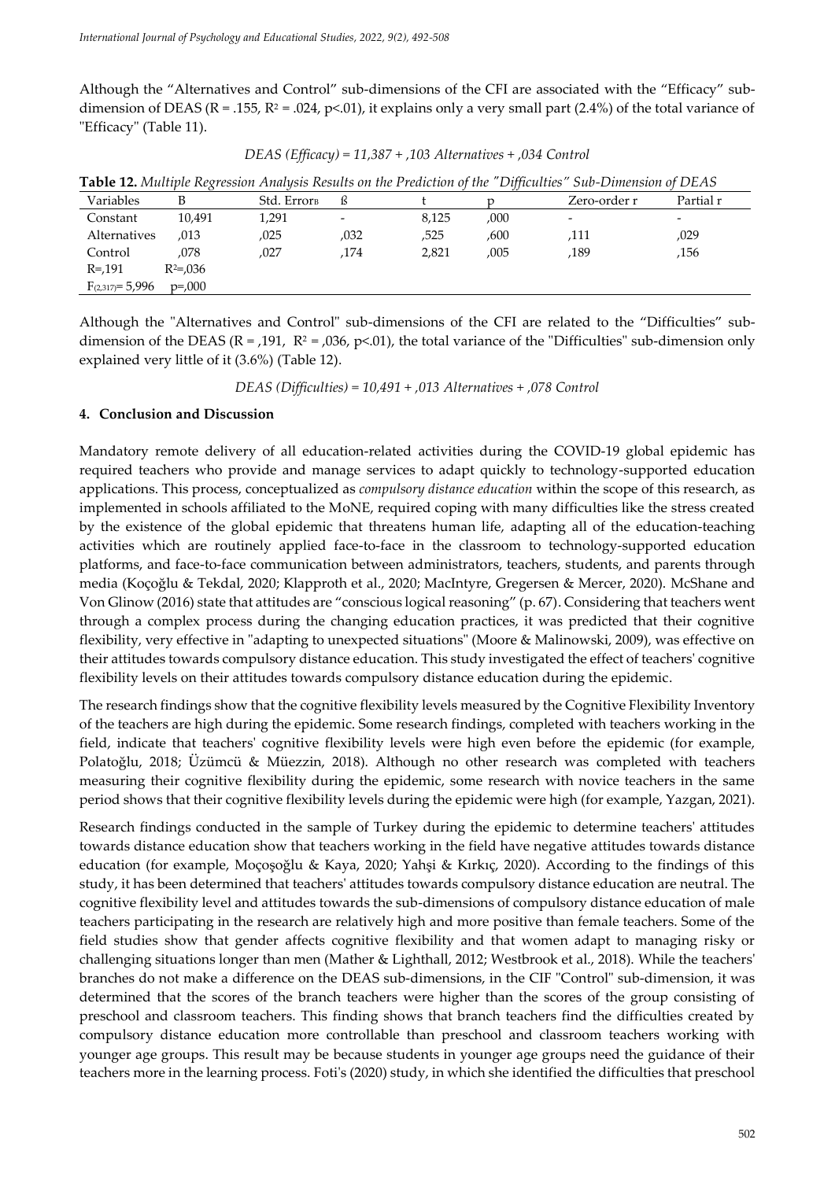Although the “Alternatives and Control” sub-dimensions of the CFI are associated with the “Efficacy” sub-dimension of DEAS ($R = .155$, $R^2 = .024$, $p<.01$), it explains only a very small part (2.4%) of the total variance of "Efficacy" (Table 11).

*DEAS (Efficacy) = 11,387 + ,103 Alternatives + ,034 Control*

**Table 12.** *Multiple Regression Analysis Results on the Prediction of the "Difficulties" Sub-Dimension of DEAS*

| Variables | B | Std. Error$_B$ | ß | t | p | Zero-order r | Partial r |
|---|---|---|---|---|---|---|---|
| Constant | 10,491 | 1,291 | - | 8,125 | ,000 | - | - |
| Alternatives | ,013 | ,025 | ,032 | ,525 | ,600 | ,111 | ,029 |
| Control | ,078 | ,027 | ,174 | 2,821 | ,005 | ,189 | ,156 |
| $R=,191$ | $R^2=,036$ | | | | | | |
| $F_{(2,317)}= 5,996$ | $p=,000$ | | | | | | |

Although the "Alternatives and Control" sub-dimensions of the CFI are related to the “Difficulties” sub-dimension of the DEAS ($R = ,191$, $R^2 = ,036$, $p<.01$), the total variance of the "Difficulties" sub-dimension only explained very little of it (3.6%) (Table 12).

*DEAS (Difficulties) = 10,491 + ,013 Alternatives + ,078 Control*

## 4. Conclusion and Discussion

Mandatory remote delivery of all education-related activities during the COVID-19 global epidemic has required teachers who provide and manage services to adapt quickly to technology-supported education applications. This process, conceptualized as *compulsory distance education* within the scope of this research, as implemented in schools affiliated to the MoNE, required coping with many difficulties like the stress created by the existence of the global epidemic that threatens human life, adapting all of the education-teaching activities which are routinely applied face-to-face in the classroom to technology-supported education platforms, and face-to-face communication between administrators, teachers, students, and parents through media (Koçoğlu & Tekdal, 2020; Klapproth et al., 2020; MacIntyre, Gregersen & Mercer, 2020). McShane and Von Glinow (2016) state that attitudes are “conscious logical reasoning” (p. 67). Considering that teachers went through a complex process during the changing education practices, it was predicted that their cognitive flexibility, very effective in "adapting to unexpected situations" (Moore & Malinowski, 2009), was effective on their attitudes towards compulsory distance education. This study investigated the effect of teachers' cognitive flexibility levels on their attitudes towards compulsory distance education during the epidemic.

The research findings show that the cognitive flexibility levels measured by the Cognitive Flexibility Inventory of the teachers are high during the epidemic. Some research findings, completed with teachers working in the field, indicate that teachers' cognitive flexibility levels were high even before the epidemic (for example, Polatoğlu, 2018; Üzümcü & Müezzin, 2018). Although no other research was completed with teachers measuring their cognitive flexibility during the epidemic, some research with novice teachers in the same period shows that their cognitive flexibility levels during the epidemic were high (for example, Yazgan, 2021).

Research findings conducted in the sample of Turkey during the epidemic to determine teachers' attitudes towards distance education show that teachers working in the field have negative attitudes towards distance education (for example, Moçoşoğlu & Kaya, 2020; Yahşi & Kırkıç, 2020). According to the findings of this study, it has been determined that teachers' attitudes towards compulsory distance education are neutral. The cognitive flexibility level and attitudes towards the sub-dimensions of compulsory distance education of male teachers participating in the research are relatively high and more positive than female teachers. Some of the field studies show that gender affects cognitive flexibility and that women adapt to managing risky or challenging situations longer than men (Mather & Lighthall, 2012; Westbrook et al., 2018). While the teachers' branches do not make a difference on the DEAS sub-dimensions, in the CIF "Control" sub-dimension, it was determined that the scores of the branch teachers were higher than the scores of the group consisting of preschool and classroom teachers. This finding shows that branch teachers find the difficulties created by compulsory distance education more controllable than preschool and classroom teachers working with younger age groups. This result may be because students in younger age groups need the guidance of their teachers more in the learning process. Foti's (2020) study, in which she identified the difficulties that preschool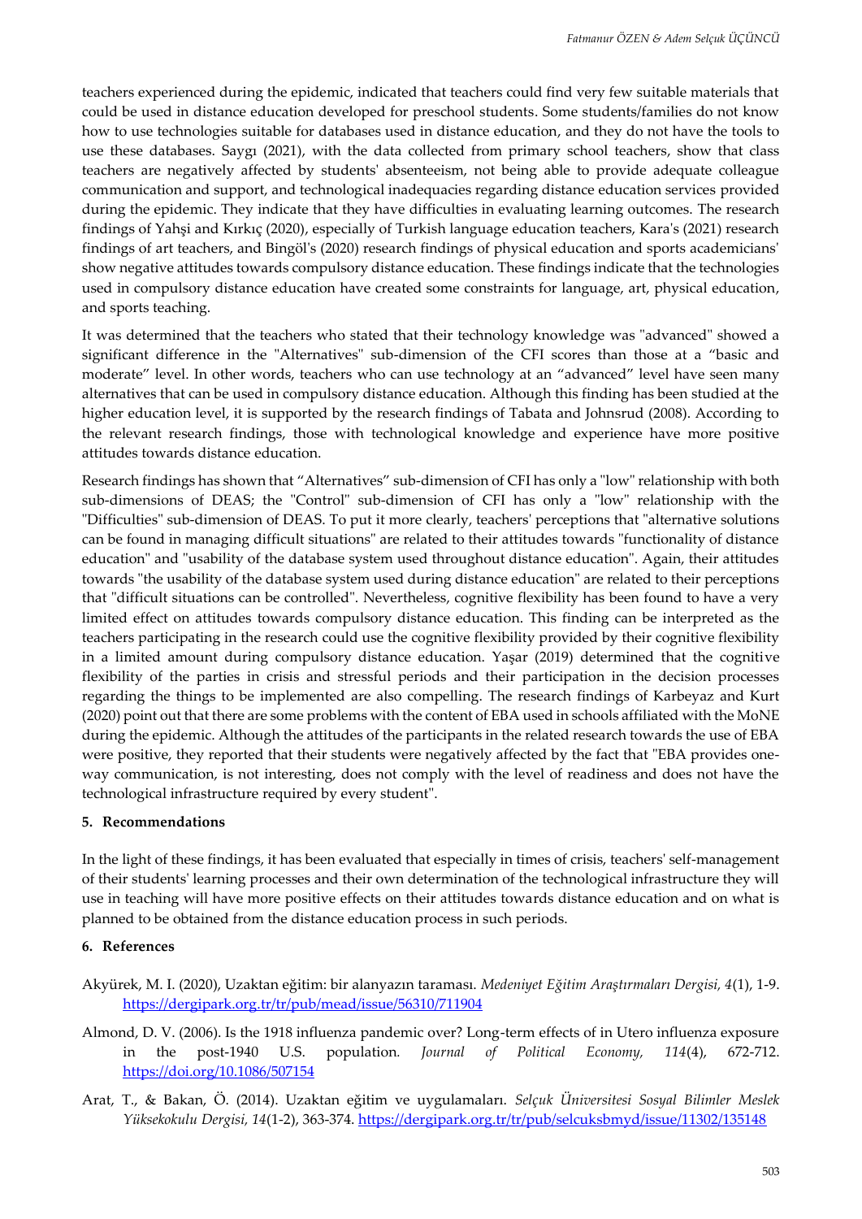teachers experienced during the epidemic, indicated that teachers could find very few suitable materials that could be used in distance education developed for preschool students. Some students/families do not know how to use technologies suitable for databases used in distance education, and they do not have the tools to use these databases. Saygı (2021), with the data collected from primary school teachers, show that class teachers are negatively affected by students' absenteeism, not being able to provide adequate colleague communication and support, and technological inadequacies regarding distance education services provided during the epidemic. They indicate that they have difficulties in evaluating learning outcomes. The research findings of Yahşi and Kırkıç (2020), especially of Turkish language education teachers, Kara's (2021) research findings of art teachers, and Bingöl's (2020) research findings of physical education and sports academicians' show negative attitudes towards compulsory distance education. These findings indicate that the technologies used in compulsory distance education have created some constraints for language, art, physical education, and sports teaching.

It was determined that the teachers who stated that their technology knowledge was "advanced" showed a significant difference in the "Alternatives" sub-dimension of the CFI scores than those at a "basic and moderate" level. In other words, teachers who can use technology at an "advanced" level have seen many alternatives that can be used in compulsory distance education. Although this finding has been studied at the higher education level, it is supported by the research findings of Tabata and Johnsrud (2008). According to the relevant research findings, those with technological knowledge and experience have more positive attitudes towards distance education.

Research findings has shown that "Alternatives" sub-dimension of CFI has only a "low" relationship with both sub-dimensions of DEAS; the "Control" sub-dimension of CFI has only a "low" relationship with the "Difficulties" sub-dimension of DEAS. To put it more clearly, teachers' perceptions that "alternative solutions can be found in managing difficult situations" are related to their attitudes towards "functionality of distance education" and "usability of the database system used throughout distance education". Again, their attitudes towards "the usability of the database system used during distance education" are related to their perceptions that "difficult situations can be controlled". Nevertheless, cognitive flexibility has been found to have a very limited effect on attitudes towards compulsory distance education. This finding can be interpreted as the teachers participating in the research could use the cognitive flexibility provided by their cognitive flexibility in a limited amount during compulsory distance education. Yaşar (2019) determined that the cognitive flexibility of the parties in crisis and stressful periods and their participation in the decision processes regarding the things to be implemented are also compelling. The research findings of Karbeyaz and Kurt (2020) point out that there are some problems with the content of EBA used in schools affiliated with the MoNE during the epidemic. Although the attitudes of the participants in the related research towards the use of EBA were positive, they reported that their students were negatively affected by the fact that "EBA provides one-way communication, is not interesting, does not comply with the level of readiness and does not have the technological infrastructure required by every student".

## 5. Recommendations

In the light of these findings, it has been evaluated that especially in times of crisis, teachers' self-management of their students' learning processes and their own determination of the technological infrastructure they will use in teaching will have more positive effects on their attitudes towards distance education and on what is planned to be obtained from the distance education process in such periods.

## 6. References

Akyürek, M. I. (2020), Uzaktan eğitim: bir alanyazın taraması. *Medeniyet Eğitim Araştırmaları Dergisi, 4*(1), 1-9. https://dergipark.org.tr/tr/pub/mead/issue/56310/711904

Almond, D. V. (2006). Is the 1918 influenza pandemic over? Long-term effects of in Utero influenza exposure in the post-1940 U.S. population. *Journal of Political Economy, 114*(4), 672-712. https://doi.org/10.1086/507154

Arat, T., & Bakan, Ö. (2014). Uzaktan eğitim ve uygulamaları. *Selçuk Üniversitesi Sosyal Bilimler Meslek Yüksekokulu Dergisi, 14*(1-2), 363-374. https://dergipark.org.tr/tr/pub/selcuksbmyd/issue/11302/135148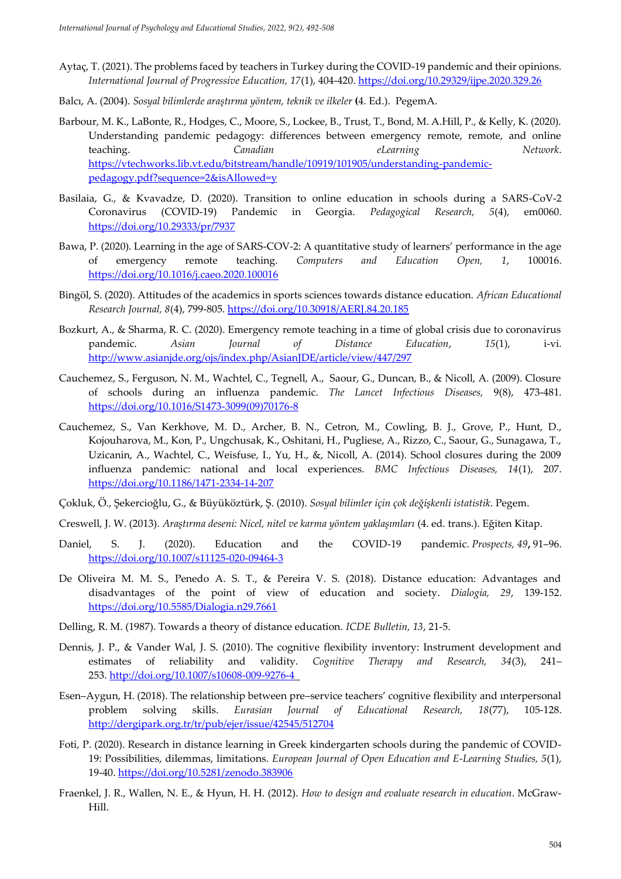Aytaç, T. (2021). The problems faced by teachers in Turkey during the COVID-19 pandemic and their opinions. *International Journal of Progressive Education, 17*(1), 404-420. https://doi.org/10.29329/ijpe.2020.329.26

Balcı, A. (2004). *Sosyal bilimlerde araştırma yöntem, teknik ve ilkeler* **(**4. Ed.). PegemA.

Barbour, M. K., LaBonte, R., Hodges, C., Moore, S., Lockee, B., Trust, T., Bond, M. A.Hill, P., & Kelly, K. (2020). Understanding pandemic pedagogy: differences between emergency remote, remote, and online teaching. *Canadian eLearning Network*. https://vtechworks.lib.vt.edu/bitstream/handle/10919/101905/understanding-pandemic-pedagogy.pdf?sequence=2&isAllowed=y

Basilaia, G., & Kvavadze, D. (2020). Transition to online education in schools during a SARS-CoV-2 Coronavirus (COVID-19) Pandemic in Georgia. *Pedagogical Research, 5*(4), em0060. https://doi.org/10.29333/pr/7937

Bawa, P. (2020). Learning in the age of SARS-COV-2: A quantitative study of learners' performance in the age of emergency remote teaching. *Computers and Education Open, 1*, 100016. https://doi.org/10.1016/j.caeo.2020.100016

Bingöl, S. (2020). Attitudes of the academics in sports sciences towards distance education. *African Educational Research Journal, 8*(4), 799-805. https://doi.org/10.30918/AERJ.84.20.185

Bozkurt, A., & Sharma, R. C. (2020). Emergency remote teaching in a time of global crisis due to coronavirus pandemic. *Asian Journal of Distance Education*, *15*(1), i-vi. http://www.asianjde.org/ojs/index.php/AsianJDE/article/view/447/297

Cauchemez, S., Ferguson, N. M., Wachtel, C., Tegnell, A., Saour, G., Duncan, B., & Nicoll, A. (2009). Closure of schools during an influenza pandemic. *The Lancet Infectious Diseases,* 9(8), 473-481. https://doi.org/10.1016/S1473-3099(09)70176-8

Cauchemez, S., Van Kerkhove, M. D., Archer, B. N., Cetron, M., Cowling, B. J., Grove, P., Hunt, D., Kojouharova, M., Kon, P., Ungchusak, K., Oshitani, H., Pugliese, A., Rizzo, C., Saour, G., Sunagawa, T., Uzicanin, A., Wachtel, C., Weisfuse, I., Yu, H., &, Nicoll, A. (2014). School closures during the 2009 influenza pandemic: national and local experiences. *BMC Infectious Diseases, 14*(1), 207. https://doi.org/10.1186/1471-2334-14-207

Çokluk, Ö., Şekercioğlu, G., & Büyüköztürk, Ş. (2010). *Sosyal bilimler için çok değişkenli istatistik*. Pegem.

Creswell, J. W. (2013). *Araştırma deseni: Nicel, nitel ve karma yöntem yaklaşımları* (4. ed. trans.). Eğiten Kitap.

Daniel, S. J. (2020). Education and the COVID-19 pandemic. *Prospects, 49***,** 91–96. https://doi.org/10.1007/s11125-020-09464-3

De Oliveira M. M. S., Penedo A. S. T., & Pereira V. S. (2018). Distance education: Advantages and disadvantages of the point of view of education and society. *Dialogia, 29*, 139-152. https://doi.org/10.5585/Dialogia.n29.7661

Delling, R. M. (1987). Towards a theory of distance education. *ICDE Bulletin, 13*, 21-5.

Dennis, J. P., & Vander Wal, J. S. (2010). The cognitive flexibility inventory: Instrument development and estimates of reliability and validity. *Cognitive Therapy and Research, 34*(3), 241–253. http://doi.org/10.1007/s10608-009-9276-4

Esen–Aygun, H. (2018). The relationship between pre–service teachers' cognitive flexibility and ınterpersonal problem solving skills. *Eurasian Journal of Educational Research, 18*(77), 105-128. http://dergipark.org.tr/tr/pub/ejer/issue/42545/512704

Foti, P. (2020). Research in distance learning in Greek kindergarten schools during the pandemic of COVID-19: Possibilities, dilemmas, limitations. *European Journal of Open Education and E-Learning Studies, 5*(1), 19-40. https://doi.org/10.5281/zenodo.383906

Fraenkel, J. R., Wallen, N. E., & Hyun, H. H. (2012). *How to design and evaluate research in education*. McGraw-Hill.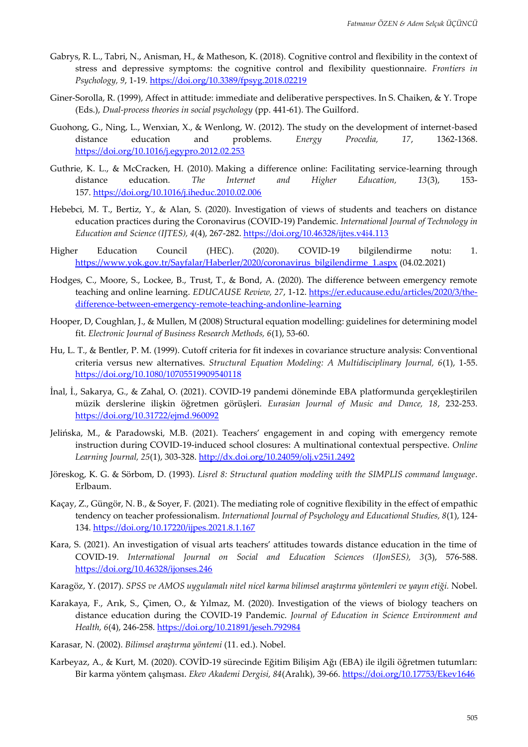Gabrys, R. L., Tabri, N., Anisman, H., & Matheson, K. (2018). Cognitive control and flexibility in the context of stress and depressive symptoms: the cognitive control and flexibility questionnaire. *Frontiers in Psychology, 9*, 1-19. https://doi.org/10.3389/fpsyg.2018.02219

Giner-Sorolla, R. (1999), Affect in attitude: immediate and deliberative perspectives. In S. Chaiken, & Y. Trope (Eds.), *Dual-process theories in social psychology* (pp. 441-61). The Guilford.

Guohong, G., Ning, L., Wenxian, X., & Wenlong, W. (2012). The study on the development of internet-based distance education and problems. *Energy Procedia, 17*, 1362-1368. https://doi.org/10.1016/j.egypro.2012.02.253

Guthrie, K. L., & McCracken, H. (2010). Making a difference online: Facilitating service-learning through distance education. *The Internet and Higher Education, 13*(3), 153-157. https://doi.org/10.1016/j.iheduc.2010.02.006

Hebebci, M. T., Bertiz, Y., & Alan, S. (2020). Investigation of views of students and teachers on distance education practices during the Coronavirus (COVID-19) Pandemic. *International Journal of Technology in Education and Science (IJTES), 4*(4), 267-282. https://doi.org/10.46328/ijtes.v4i4.113

Higher Education Council (HEC). (2020). COVID-19 bilgilendirme notu: 1. https://www.yok.gov.tr/Sayfalar/Haberler/2020/coronavirus_bilgilendirme_1.aspx (04.02.2021)

Hodges, C., Moore, S., Lockee, B., Trust, T., & Bond, A. (2020). The difference between emergency remote teaching and online learning. *EDUCAUSE Review, 27*, 1-12. https://er.educause.edu/articles/2020/3/the-difference-between-emergency-remote-teaching-andonline-learning

Hooper, D, Coughlan, J., & Mullen, M (2008) Structural equation modelling: guidelines for determining model fit. *Electronic Journal of Business Research Methods, 6*(1), 53-60.

Hu, L. T., & Bentler, P. M. (1999). Cutoff criteria for fit indexes in covariance structure analysis: Conventional criteria versus new alternatives. *Structural Equation Modeling: A Multidisciplinary Journal, 6*(1), 1-55. https://doi.org/10.1080/10705519909540118

İnal, İ., Sakarya, G., & Zahal, O. (2021). COVID-19 pandemi döneminde EBA platformunda gerçekleştirilen müzik derslerine ilişkin öğretmen görüşleri. *Eurasian Journal of Music and Dance, 18*, 232-253. https://doi.org/10.31722/ejmd.960092

Jelińska, M., & Paradowski, M.B. (2021). Teachers' engagement in and coping with emergency remote instruction during COVID-19-induced school closures: A multinational contextual perspective. *Online Learning Journal, 25*(1), 303-328. http://dx.doi.org/10.24059/olj.v25i1.2492

Jöreskog, K. G. & Sörbom, D. (1993). *Lisrel 8: Structural quation modeling with the SIMPLIS command language*. Erlbaum.

Kaçay, Z., Güngör, N. B., & Soyer, F. (2021). The mediating role of cognitive flexibility in the effect of empathic tendency on teacher professionalism. *International Journal of Psychology and Educational Studies, 8*(1), 124-134. https://doi.org/10.17220/ijpes.2021.8.1.167

Kara, S. (2021). An investigation of visual arts teachers' attitudes towards distance education in the time of COVID-19. *International Journal on Social and Education Sciences (IJonSES), 3*(3), 576-588. https://doi.org/10.46328/ijonses.246

Karagöz, Y. (2017). *SPSS ve AMOS uygulamalı nitel nicel karma bilimsel araştırma yöntemleri ve yayın etiği.* Nobel.

Karakaya, F., Arık, S., Çimen, O., & Yılmaz, M. (2020). Investigation of the views of biology teachers on distance education during the COVID-19 Pandemic. *Journal of Education in Science Environment and Health, 6*(4), 246-258. https://doi.org/10.21891/jeseh.792984

Karasar, N. (2002). *Bilimsel araştırma yöntemi* (11. ed.). Nobel.

Karbeyaz, A., & Kurt, M. (2020). COVİD-19 sürecinde Eğitim Bilişim Ağı (EBA) ile ilgili öğretmen tutumları: Bir karma yöntem çalışması. *Ekev Akademi Dergisi, 84*(Aralık), 39-66. https://doi.org/10.17753/Ekev1646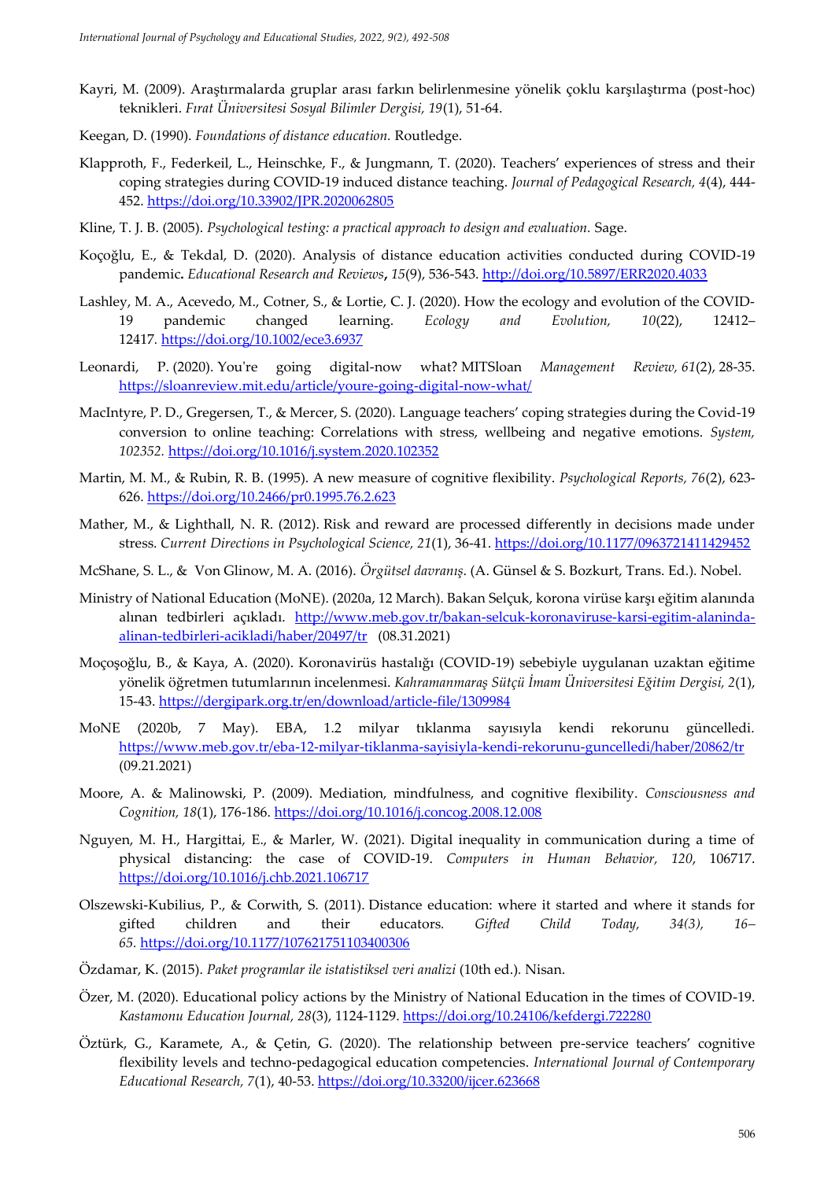Kayri, M. (2009). Araştırmalarda gruplar arası farkın belirlenmesine yönelik çoklu karşılaştırma (post-hoc) teknikleri. *Fırat Üniversitesi Sosyal Bilimler Dergisi, 19*(1), 51-64.

Keegan, D. (1990). *Foundations of distance education.* Routledge.

Klapproth, F., Federkeil, L., Heinschke, F., & Jungmann, T. (2020). Teachers' experiences of stress and their coping strategies during COVID-19 induced distance teaching. *Journal of Pedagogical Research, 4*(4), 444-452. https://doi.org/10.33902/JPR.2020062805

Kline, T. J. B. (2005). *Psychological testing: a practical approach to design and evaluation.* Sage.

Koçoğlu, E., & Tekdal, D. (2020). Analysis of distance education activities conducted during COVID-19 pandemic**.** *Educational Research and Reviews***,** *15*(9), 536-543. http://doi.org/10.5897/ERR2020.4033

Lashley, M. A., Acevedo, M., Cotner, S., & Lortie, C. J. (2020). How the ecology and evolution of the COVID-19 pandemic changed learning. *Ecology and Evolution, 10*(22), 12412–12417. https://doi.org/10.1002/ece3.6937

Leonardi, P. (2020). You're going digital-now what? MITSloan *Management Review, 61*(2), 28-35. https://sloanreview.mit.edu/article/youre-going-digital-now-what/

MacIntyre, P. D., Gregersen, T., & Mercer, S. (2020). Language teachers' coping strategies during the Covid-19 conversion to online teaching: Correlations with stress, wellbeing and negative emotions. *System, 102352.* https://doi.org/10.1016/j.system.2020.102352

Martin, M. M., & Rubin, R. B. (1995). A new measure of cognitive flexibility. *Psychological Reports, 76*(2), 623-626. https://doi.org/10.2466/pr0.1995.76.2.623

Mather, M., & Lighthall, N. R. (2012). Risk and reward are processed differently in decisions made under stress. *Current Directions in Psychological Science, 21*(1), 36-41. https://doi.org/10.1177/0963721411429452

McShane, S. L., & Von Glinow, M. A. (2016). *Örgütsel davranış.* (A. Günsel & S. Bozkurt, Trans. Ed.). Nobel.

Ministry of National Education (MoNE). (2020a, 12 March). Bakan Selçuk, korona virüse karşı eğitim alanında alınan tedbirleri açıkladı. http://www.meb.gov.tr/bakan-selcuk-koronaviruse-karsi-egitim-alaninda-alinan-tedbirleri-acikladi/haber/20497/tr (08.31.2021)

Moçoşoğlu, B., & Kaya, A. (2020). Koronavirüs hastalığı (COVID-19) sebebiyle uygulanan uzaktan eğitime yönelik öğretmen tutumlarının incelenmesi. *Kahramanmaraş Sütçü İmam Üniversitesi Eğitim Dergisi, 2*(1), 15-43. https://dergipark.org.tr/en/download/article-file/1309984

MoNE (2020b, 7 May). EBA, 1.2 milyar tıklanma sayısıyla kendi rekorunu güncelledi. https://www.meb.gov.tr/eba-12-milyar-tiklanma-sayisiyla-kendi-rekorunu-guncelledi/haber/20862/tr (09.21.2021)

Moore, A. & Malinowski, P. (2009). Mediation, mindfulness, and cognitive flexibility. *Consciousness and Cognition, 18*(1), 176-186. https://doi.org/10.1016/j.concog.2008.12.008

Nguyen, M. H., Hargittai, E., & Marler, W. (2021). Digital inequality in communication during a time of physical distancing: the case of COVID-19. *Computers in Human Behavior, 120*, 106717. https://doi.org/10.1016/j.chb.2021.106717

Olszewski-Kubilius, P., & Corwith, S. (2011). Distance education: where it started and where it stands for gifted children and their educators. *Gifted Child Today, 34(3), 16–65.* https://doi.org/10.1177/107621751103400306

Özdamar, K. (2015). *Paket programlar ile istatistiksel veri analizi* (10th ed.). Nisan.

Özer, M. (2020). Educational policy actions by the Ministry of National Education in the times of COVID-19. *Kastamonu Education Journal, 28*(3), 1124-1129. https://doi.org/10.24106/kefdergi.722280

Öztürk, G., Karamete, A., & Çetin, G. (2020). The relationship between pre-service teachers' cognitive flexibility levels and techno-pedagogical education competencies. *International Journal of Contemporary Educational Research, 7*(1), 40-53. https://doi.org/10.33200/ijcer.623668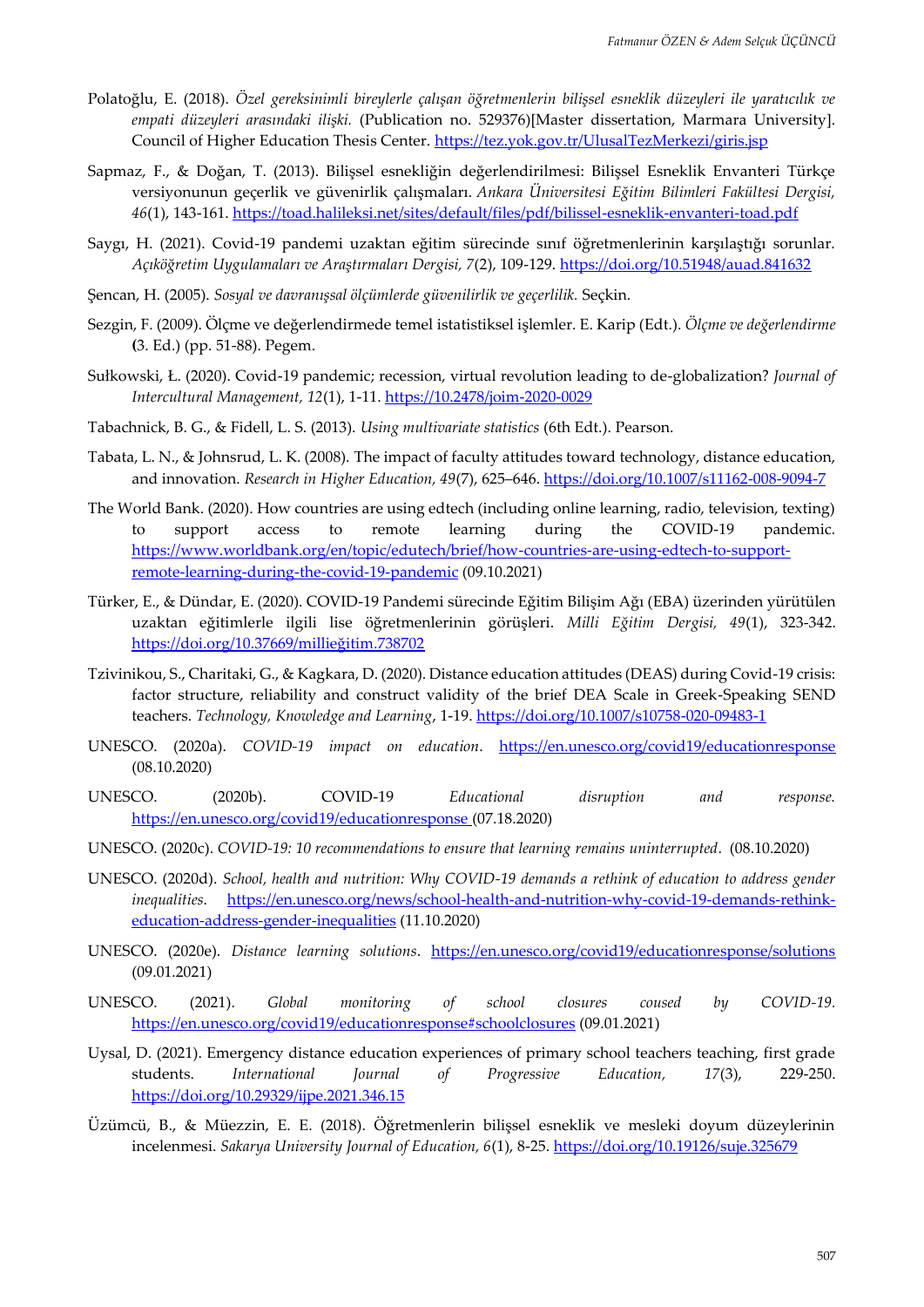Polatoğlu, E. (2018). *Özel gereksinimli bireylerle çalışan öğretmenlerin bilişsel esneklik düzeyleri ile yaratıcılık ve empati düzeyleri arasındaki ilişki.* (Publication no. 529376)[Master dissertation, Marmara University]. Council of Higher Education Thesis Center. https://tez.yok.gov.tr/UlusalTezMerkezi/giris.jsp

Sapmaz, F., & Doğan, T. (2013). Bilişsel esnekliğin değerlendirilmesi: Bilişsel Esneklik Envanteri Türkçe versiyonunun geçerlik ve güvenirlik çalışmaları. *Ankara Üniversitesi Eğitim Bilimleri Fakültesi Dergisi, 46*(1), 143-161. https://toad.halileksi.net/sites/default/files/pdf/bilissel-esneklik-envanteri-toad.pdf

Saygı, H. (2021). Covid-19 pandemi uzaktan eğitim sürecinde sınıf öğretmenlerinin karşılaştığı sorunlar. *Açıköğretim Uygulamaları ve Araştırmaları Dergisi, 7*(2), 109-129. https://doi.org/10.51948/auad.841632

Şencan, H. (2005). *Sosyal ve davranışsal ölçümlerde güvenilirlik ve geçerlilik.* Seçkin.

Sezgin, F. (2009). Ölçme ve değerlendirmede temel istatistiksel işlemler. E. Karip (Edt.). *Ölçme ve değerlendirme* (3. Ed.) (pp. 51-88). Pegem.

Sułkowski, Ł. (2020). Covid-19 pandemic; recession, virtual revolution leading to de-globalization? *Journal of Intercultural Management, 12*(1), 1-11. https://10.2478/joim-2020-0029

Tabachnick, B. G., & Fidell, L. S. (2013). *Using multivariate statistics* (6th Edt.). Pearson.

Tabata, L. N., & Johnsrud, L. K. (2008). The impact of faculty attitudes toward technology, distance education, and innovation. *Research in Higher Education, 49*(7), 625–646. https://doi.org/10.1007/s11162-008-9094-7

The World Bank. (2020). How countries are using edtech (including online learning, radio, television, texting) to support access to remote learning during the COVID-19 pandemic. https://www.worldbank.org/en/topic/edutech/brief/how-countries-are-using-edtech-to-support-remote-learning-during-the-covid-19-pandemic (09.10.2021)

Türker, E., & Dündar, E. (2020). COVID-19 Pandemi sürecinde Eğitim Bilişim Ağı (EBA) üzerinden yürütülen uzaktan eğitimlerle ilgili lise öğretmenlerinin görüşleri. *Milli Eğitim Dergisi, 49*(1), 323-342. https://doi.org/10.37669/millieğitim.738702

Tzivinikou, S., Charitaki, G., & Kagkara, D. (2020). Distance education attitudes (DEAS) during Covid-19 crisis: factor structure, reliability and construct validity of the brief DEA Scale in Greek-Speaking SEND teachers. *Technology, Knowledge and Learning*, 1-19. https://doi.org/10.1007/s10758-020-09483-1

UNESCO. (2020a). *COVID-19 impact on education*. https://en.unesco.org/covid19/educationresponse (08.10.2020)

UNESCO. (2020b). COVID-19 *Educational disruption and response.* https://en.unesco.org/covid19/educationresponse (07.18.2020)

UNESCO. (2020c). *COVID-19: 10 recommendations to ensure that learning remains uninterrupted*. (08.10.2020)

UNESCO. (2020d). *School, health and nutrition: Why COVID-19 demands a rethink of education to address gender inequalities*. https://en.unesco.org/news/school-health-and-nutrition-why-covid-19-demands-rethink-education-address-gender-inequalities (11.10.2020)

UNESCO. (2020e). *Distance learning solutions*. https://en.unesco.org/covid19/educationresponse/solutions (09.01.2021)

UNESCO. (2021). *Global monitoring of school closures coused by COVID-19*. https://en.unesco.org/covid19/educationresponse#schoolclosures (09.01.2021)

Uysal, D. (2021). Emergency distance education experiences of primary school teachers teaching, first grade students. *International Journal of Progressive Education, 17*(3), 229-250. https://doi.org/10.29329/ijpe.2021.346.15

Üzümcü, B., & Müezzin, E. E. (2018). Öğretmenlerin bilişsel esneklik ve mesleki doyum düzeylerinin incelenmesi. *Sakarya University Journal of Education, 6*(1), 8-25. https://doi.org/10.19126/suje.325679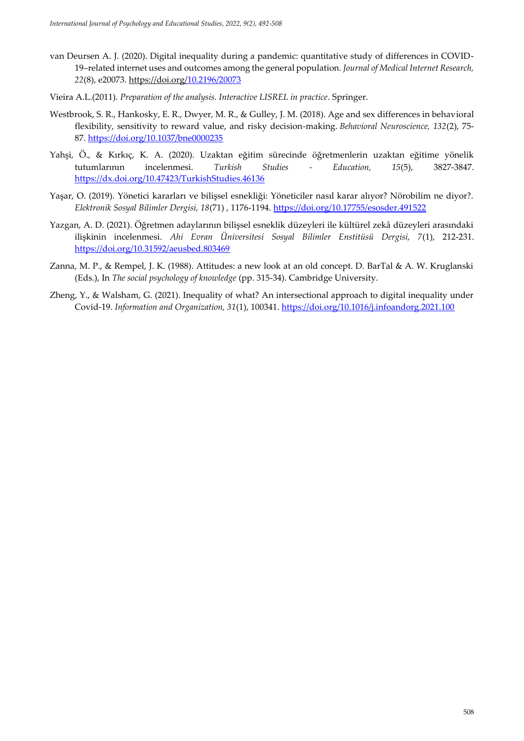van Deursen A. J. (2020). Digital inequality during a pandemic: quantitative study of differences in COVID-19–related internet uses and outcomes among the general population. *Journal of Medical Internet Research, 22*(8), e20073. https://doi.org/10.2196/20073

Vieira A.L.(2011). *Preparation of the analysis. Interactive LISREL in practice*. Springer.

Westbrook, S. R., Hankosky, E. R., Dwyer, M. R., & Gulley, J. M. (2018). Age and sex differences in behavioral flexibility, sensitivity to reward value, and risky decision-making. *Behavioral Neuroscience, 132*(2), 75-87. https://doi.org/10.1037/bne0000235

Yahşi, Ö., & Kırkıç, K. A. (2020). Uzaktan eğitim sürecinde öğretmenlerin uzaktan eğitime yönelik tutumlarının incelenmesi. *Turkish Studies - Education, 15*(5), 3827-3847. https://dx.doi.org/10.47423/TurkishStudies.46136

Yaşar, O. (2019). Yönetici kararları ve bilişsel esnekliği: Yöneticiler nasıl karar alıyor? Nörobilim ne diyor?. *Elektronik Sosyal Bilimler Dergisi, 18*(71) , 1176-1194. https://doi.org/10.17755/esosder.491522

Yazgan, A. D. (2021). Öğretmen adaylarının bilişsel esneklik düzeyleri ile kültürel zekâ düzeyleri arasındaki ilişkinin incelenmesi. *Ahi Evran Üniversitesi Sosyal Bilimler Enstitüsü Dergisi, 7*(1), 212-231. https://doi.org/10.31592/aeusbed.803469

Zanna, M. P., & Rempel, J. K. (1988). Attitudes: a new look at an old concept. D. BarTal & A. W. Kruglanski (Eds.), In *The social psychology of knowledge* (pp. 315-34). Cambridge University.

Zheng, Y., & Walsham, G. (2021). Inequality of what? An intersectional approach to digital inequality under Covid-19. *Information and Organization, 31*(1), 100341. https://doi.org/10.1016/j.infoandorg.2021.100